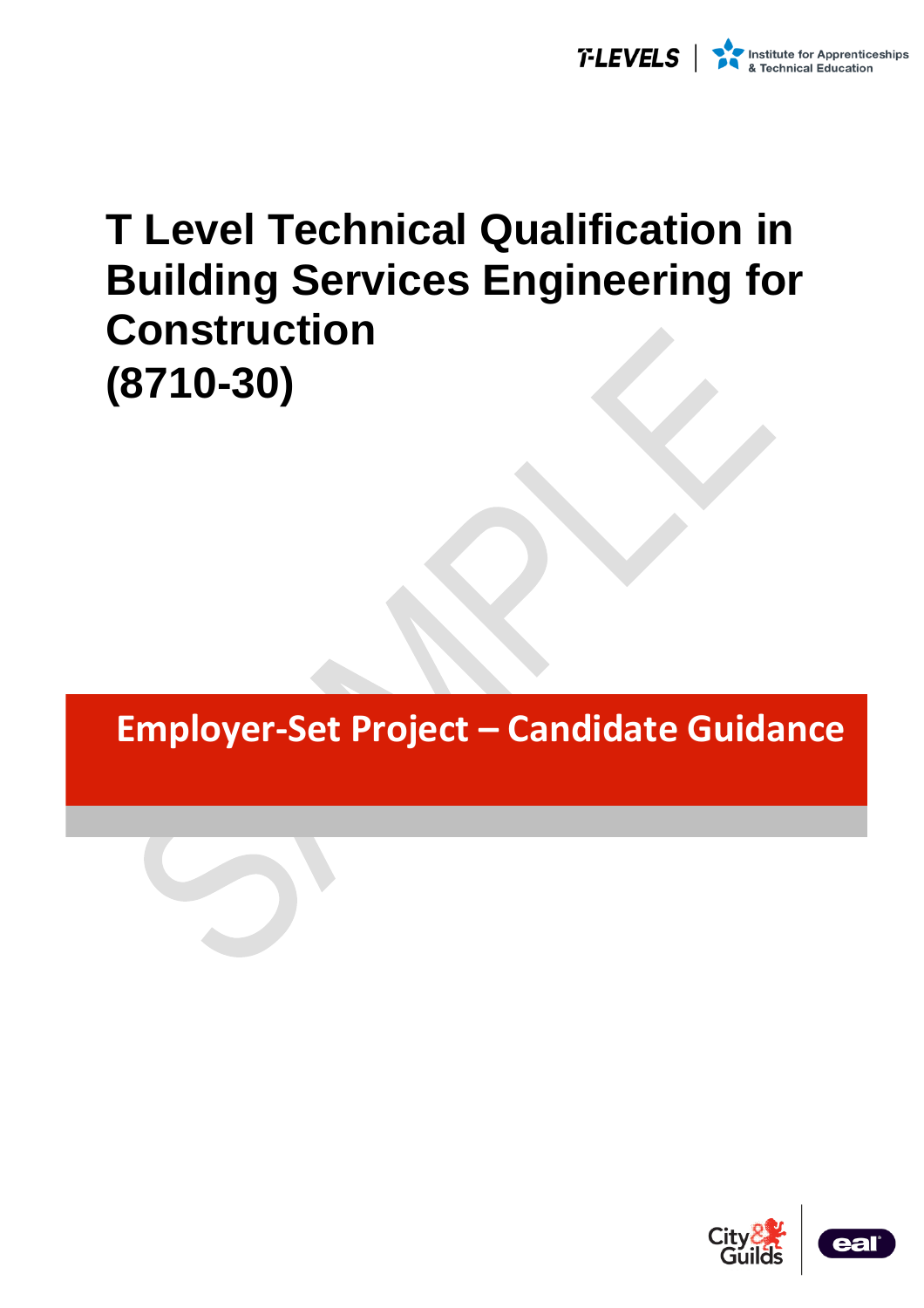T-LEVELS | Institute for Apprenticeships & Technical Education

# T Level Technical Qualification in Building Services Engineering for Construction (8710-30)

## Employer-Set Project – Candidate Guidance

City & Guilds | eal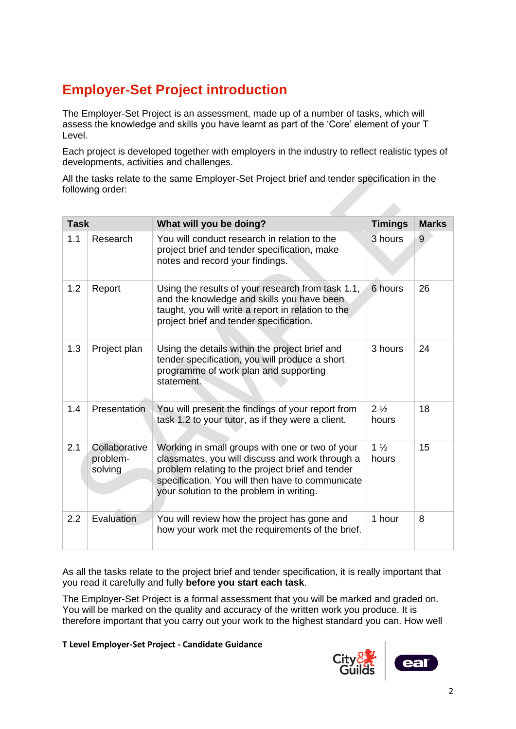## Employer-Set Project introduction

The Employer-Set Project is an assessment, made up of a number of tasks, which will assess the knowledge and skills you have learnt as part of the 'Core' element of your T Level.

Each project is developed together with employers in the industry to reflect realistic types of developments, activities and challenges.

All the tasks relate to the same Employer-Set Project brief and tender specification in the following order:

| Task | | What will you be doing? | Timings | Marks |
|---|---|---|---|---|
| 1.1 | Research | You will conduct research in relation to the project brief and tender specification, make notes and record your findings. | 3 hours | 9 |
| 1.2 | Report | Using the results of your research from task 1.1, and the knowledge and skills you have been taught, you will write a report in relation to the project brief and tender specification. | 6 hours | 26 |
| 1.3 | Project plan | Using the details within the project brief and tender specification, you will produce a short programme of work plan and supporting statement. | 3 hours | 24 |
| 1.4 | Presentation | You will present the findings of your report from task 1.2 to your tutor, as if they were a client. | 2 ½ hours | 18 |
| 2.1 | Collaborative problem-solving | Working in small groups with one or two of your classmates, you will discuss and work through a problem relating to the project brief and tender specification. You will then have to communicate your solution to the problem in writing. | 1 ½ hours | 15 |
| 2.2 | Evaluation | You will review how the project has gone and how your work met the requirements of the brief. | 1 hour | 8 |

As all the tasks relate to the project brief and tender specification, it is really important that you read it carefully and fully **before you start each task**.

The Employer-Set Project is a formal assessment that you will be marked and graded on. You will be marked on the quality and accuracy of the written work you produce. It is therefore important that you carry out your work to the highest standard you can. How well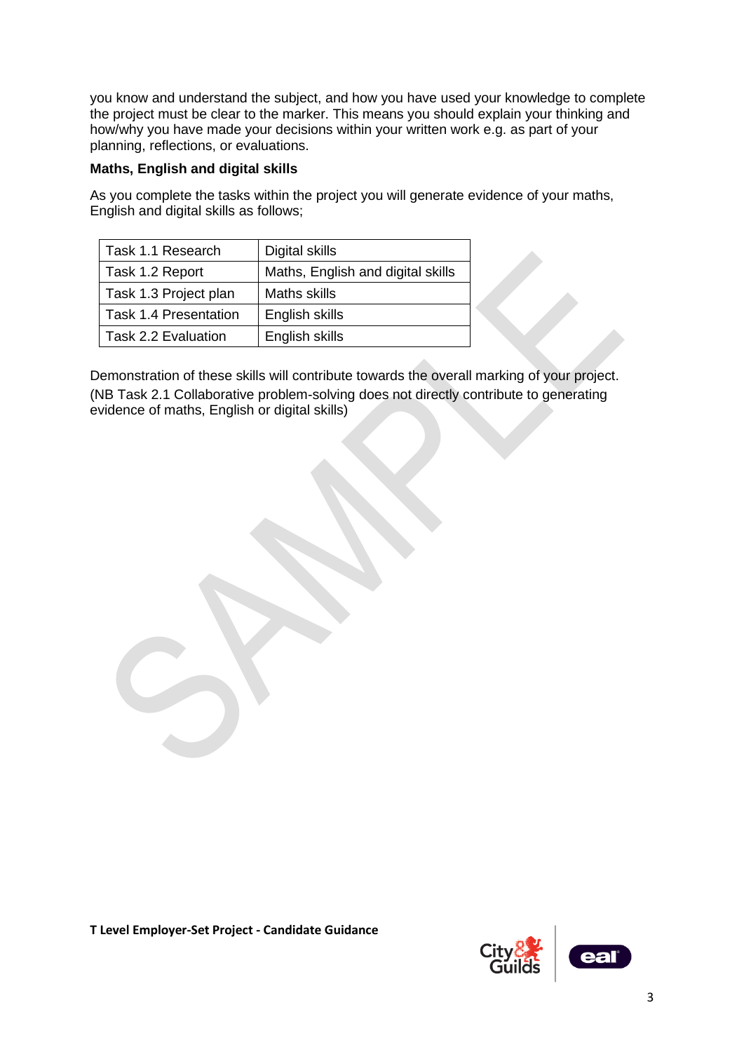you know and understand the subject, and how you have used your knowledge to complete the project must be clear to the marker. This means you should explain your thinking and how/why you have made your decisions within your written work e.g. as part of your planning, reflections, or evaluations.

**Maths, English and digital skills**

As you complete the tasks within the project you will generate evidence of your maths, English and digital skills as follows;

| Task 1.1 Research | Digital skills |
|---|---|
| Task 1.2 Report | Maths, English and digital skills |
| Task 1.3 Project plan | Maths skills |
| Task 1.4 Presentation | English skills |
| Task 2.2 Evaluation | English skills |

Demonstration of these skills will contribute towards the overall marking of your project.

(NB Task 2.1 Collaborative problem-solving does not directly contribute to generating evidence of maths, English or digital skills)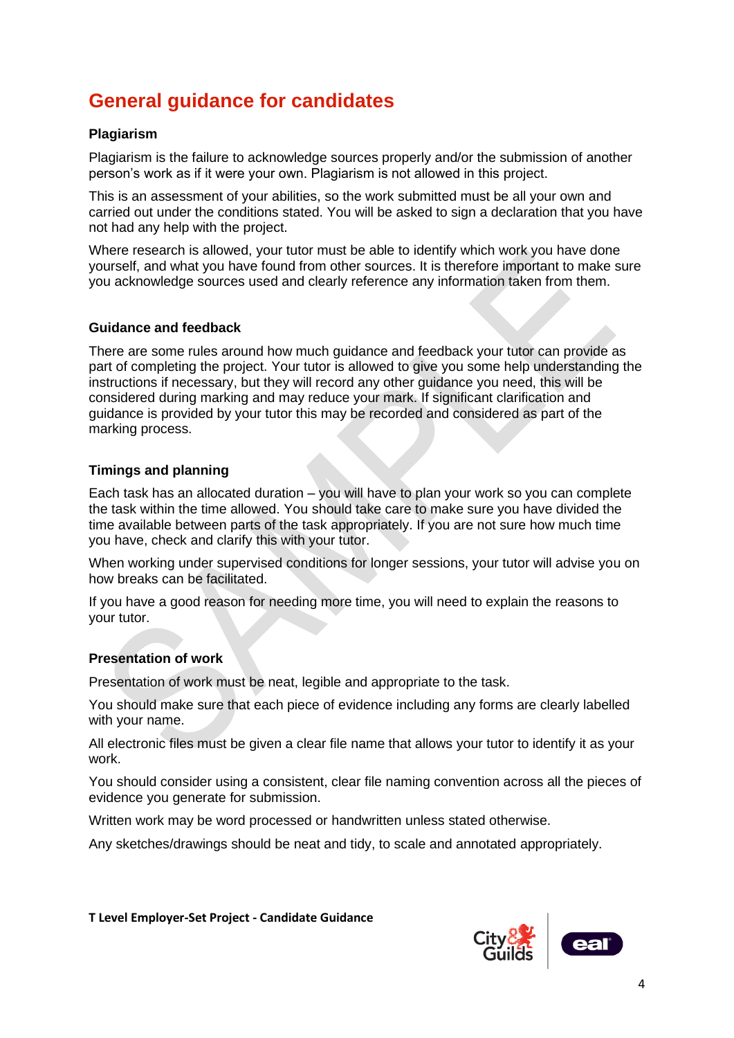# General guidance for candidates

### Plagiarism

Plagiarism is the failure to acknowledge sources properly and/or the submission of another person's work as if it were your own. Plagiarism is not allowed in this project.

This is an assessment of your abilities, so the work submitted must be all your own and carried out under the conditions stated. You will be asked to sign a declaration that you have not had any help with the project.

Where research is allowed, your tutor must be able to identify which work you have done yourself, and what you have found from other sources. It is therefore important to make sure you acknowledge sources used and clearly reference any information taken from them.

### Guidance and feedback

There are some rules around how much guidance and feedback your tutor can provide as part of completing the project. Your tutor is allowed to give you some help understanding the instructions if necessary, but they will record any other guidance you need, this will be considered during marking and may reduce your mark. If significant clarification and guidance is provided by your tutor this may be recorded and considered as part of the marking process.

### Timings and planning

Each task has an allocated duration – you will have to plan your work so you can complete the task within the time allowed. You should take care to make sure you have divided the time available between parts of the task appropriately. If you are not sure how much time you have, check and clarify this with your tutor.

When working under supervised conditions for longer sessions, your tutor will advise you on how breaks can be facilitated.

If you have a good reason for needing more time, you will need to explain the reasons to your tutor.

### Presentation of work

Presentation of work must be neat, legible and appropriate to the task.

You should make sure that each piece of evidence including any forms are clearly labelled with your name.

All electronic files must be given a clear file name that allows your tutor to identify it as your work.

You should consider using a consistent, clear file naming convention across all the pieces of evidence you generate for submission.

Written work may be word processed or handwritten unless stated otherwise.

Any sketches/drawings should be neat and tidy, to scale and annotated appropriately.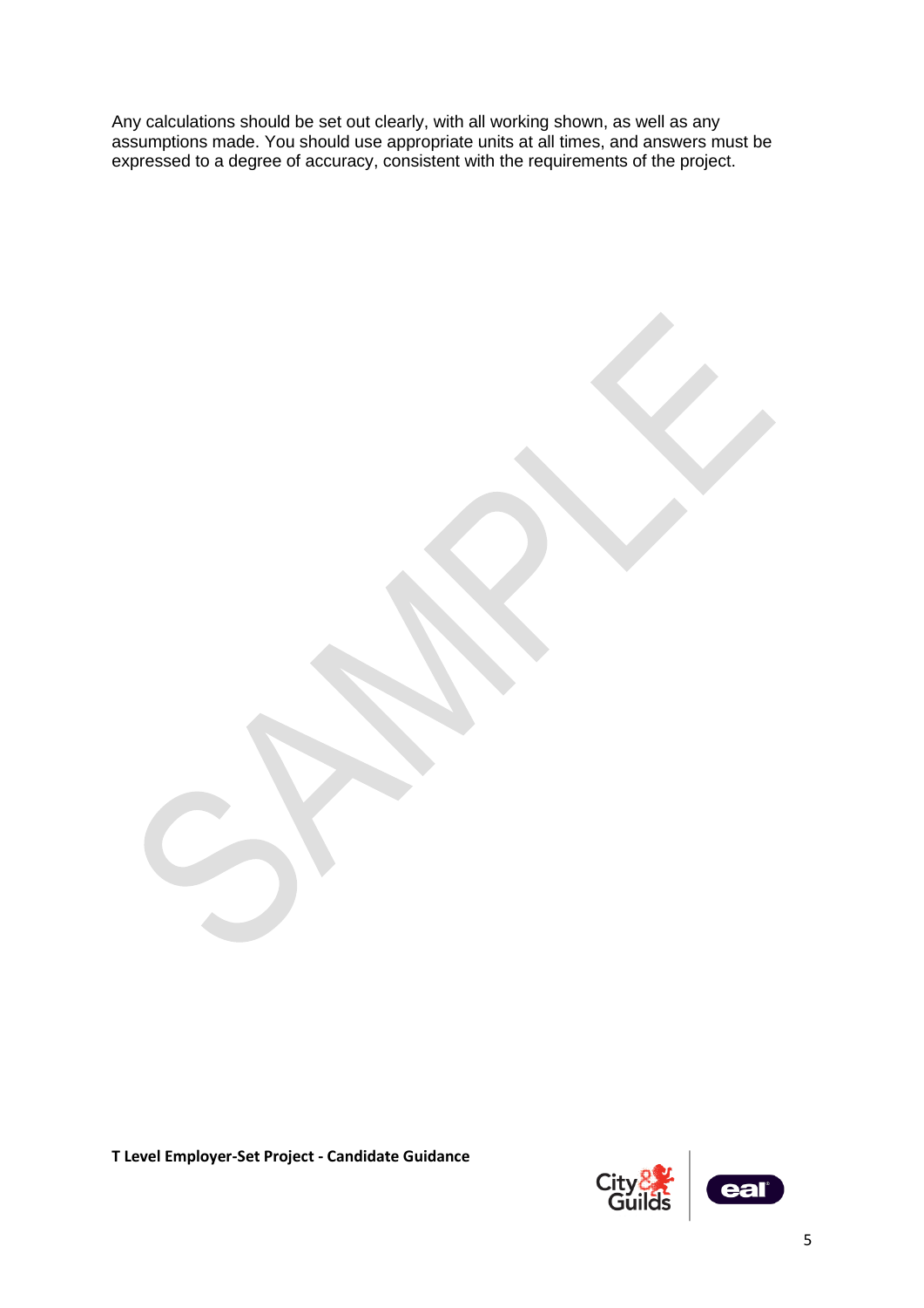Any calculations should be set out clearly, with all working shown, as well as any assumptions made. You should use appropriate units at all times, and answers must be expressed to a degree of accuracy, consistent with the requirements of the project.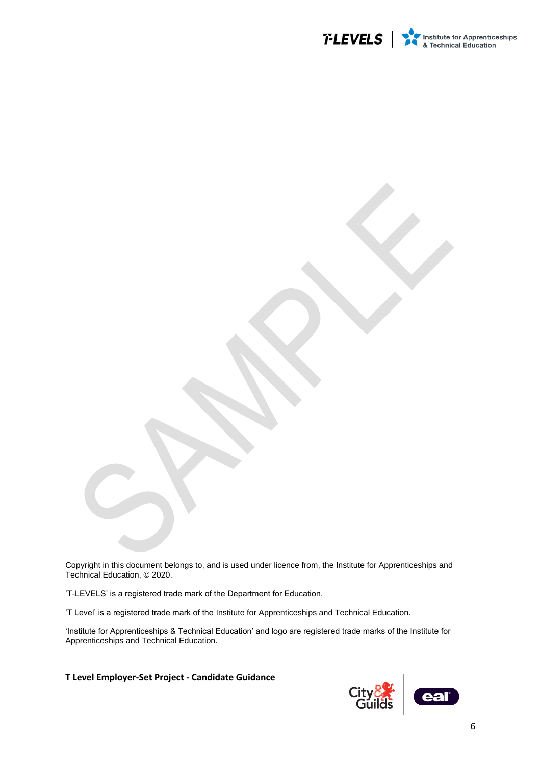Copyright in this document belongs to, and is used under licence from, the Institute for Apprenticeships and Technical Education, © 2020.

'T-LEVELS' is a registered trade mark of the Department for Education.

'T Level' is a registered trade mark of the Institute for Apprenticeships and Technical Education.

'Institute for Apprenticeships & Technical Education' and logo are registered trade marks of the Institute for Apprenticeships and Technical Education.